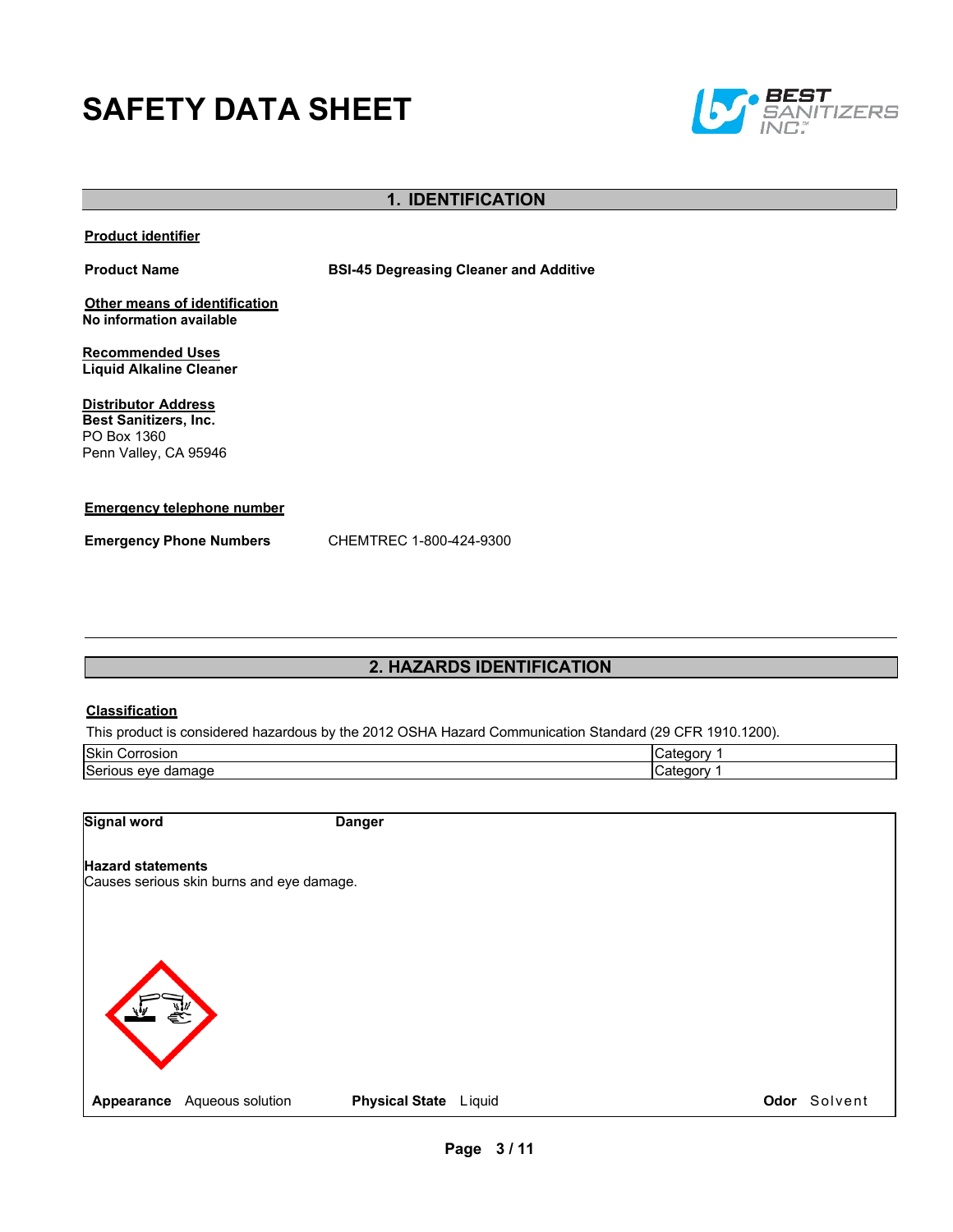# SAFETY DATA SHEET

BEST SANITIZERS INC.

## 1. IDENTIFICATION

**Product identifier**

**Product Name** BSI-45 Degreasing Cleaner and Additive

**Other means of identification**
No information available

**Recommended Uses**
Liquid Alkaline Cleaner

**Distributor Address**
**Best Sanitizers, Inc.**
PO Box 1360
Penn Valley, CA 95946

**Emergency telephone number**

**Emergency Phone Numbers** CHEMTREC 1-800-424-9300

## 2. HAZARDS IDENTIFICATION

**Classification**

This product is considered hazardous by the 2012 OSHA Hazard Communication Standard (29 CFR 1910.1200).

| | |
|---|---|
| Skin Corrosion | Category 1 |
| Serious eye damage | Category 1 |

**Signal word** Danger

**Hazard statements**
Causes serious skin burns and eye damage.

**Appearance** Aqueous solution **Physical State** Liquid **Odor** Solvent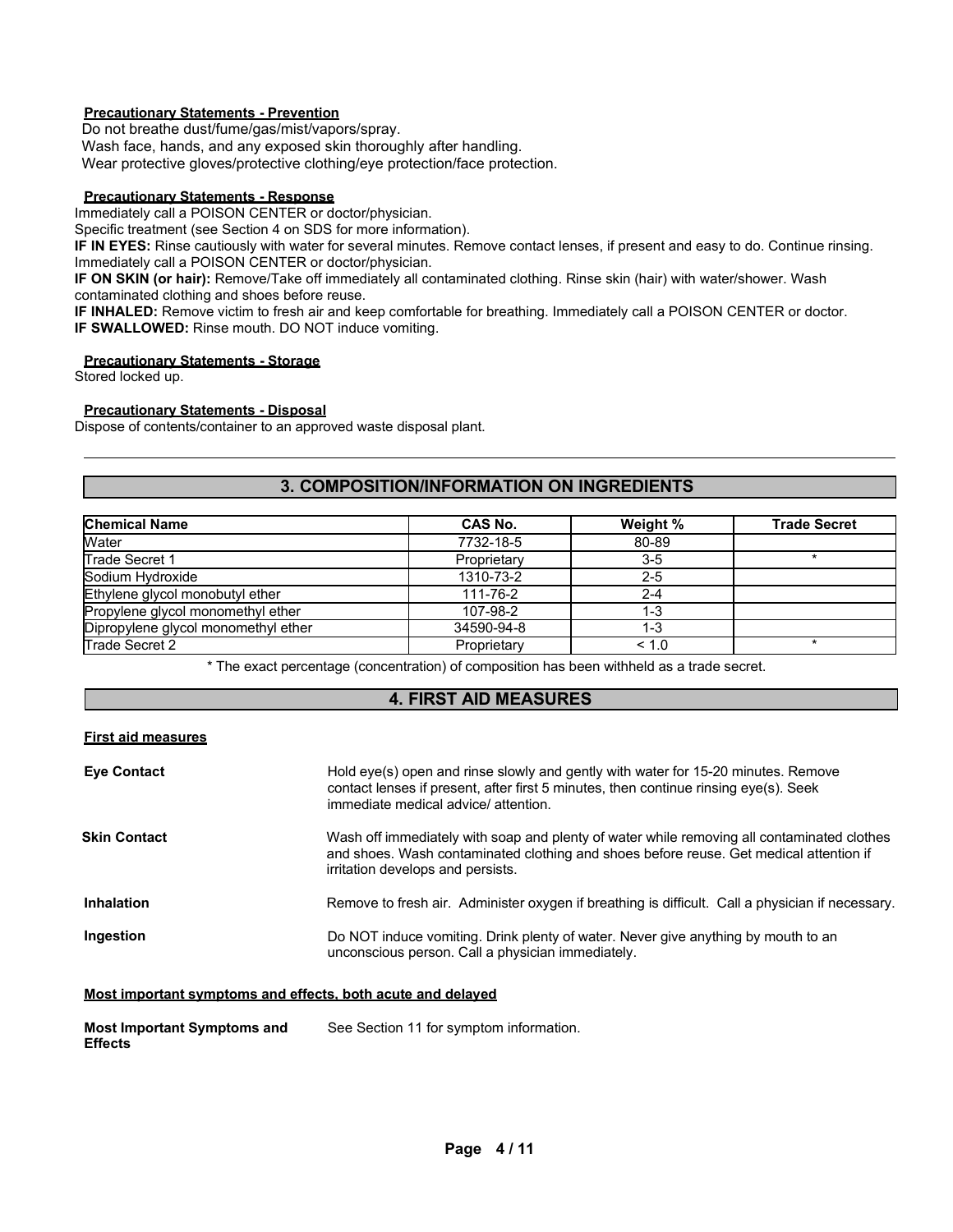**Precautionary Statements - Prevention**

Do not breathe dust/fume/gas/mist/vapors/spray.
Wash face, hands, and any exposed skin thoroughly after handling.
Wear protective gloves/protective clothing/eye protection/face protection.

**Precautionary Statements - Response**

Immediately call a POISON CENTER or doctor/physician.
Specific treatment (see Section 4 on SDS for more information).
**IF IN EYES:** Rinse cautiously with water for several minutes. Remove contact lenses, if present and easy to do. Continue rinsing. Immediately call a POISON CENTER or doctor/physician.
**IF ON SKIN (or hair):** Remove/Take off immediately all contaminated clothing. Rinse skin (hair) with water/shower. Wash contaminated clothing and shoes before reuse.
**IF INHALED:** Remove victim to fresh air and keep comfortable for breathing. Immediately call a POISON CENTER or doctor.
**IF SWALLOWED:** Rinse mouth. DO NOT induce vomiting.

**Precautionary Statements - Storage**

Stored locked up.

**Precautionary Statements - Disposal**

Dispose of contents/container to an approved waste disposal plant.

## 3. COMPOSITION/INFORMATION ON INGREDIENTS

| Chemical Name | CAS No. | Weight % | Trade Secret |
|---|---|---|---|
| Water | 7732-18-5 | 80-89 | |
| Trade Secret 1 | Proprietary | 3-5 | * |
| Sodium Hydroxide | 1310-73-2 | 2-5 | |
| Ethylene glycol monobutyl ether | 111-76-2 | 2-4 | |
| Propylene glycol monomethyl ether | 107-98-2 | 1-3 | |
| Dipropylene glycol monomethyl ether | 34590-94-8 | 1-3 | |
| Trade Secret 2 | Proprietary | < 1.0 | * |

* The exact percentage (concentration) of composition has been withheld as a trade secret.

## 4. FIRST AID MEASURES

**First aid measures**

**Eye Contact**
Hold eye(s) open and rinse slowly and gently with water for 15-20 minutes. Remove contact lenses if present, after first 5 minutes, then continue rinsing eye(s). Seek immediate medical advice/ attention.

**Skin Contact**
Wash off immediately with soap and plenty of water while removing all contaminated clothes and shoes. Wash contaminated clothing and shoes before reuse. Get medical attention if irritation develops and persists.

**Inhalation**
Remove to fresh air. Administer oxygen if breathing is difficult. Call a physician if necessary.

**Ingestion**
Do NOT induce vomiting. Drink plenty of water. Never give anything by mouth to an unconscious person. Call a physician immediately.

**Most important symptoms and effects, both acute and delayed**

**Most Important Symptoms and Effects**
See Section 11 for symptom information.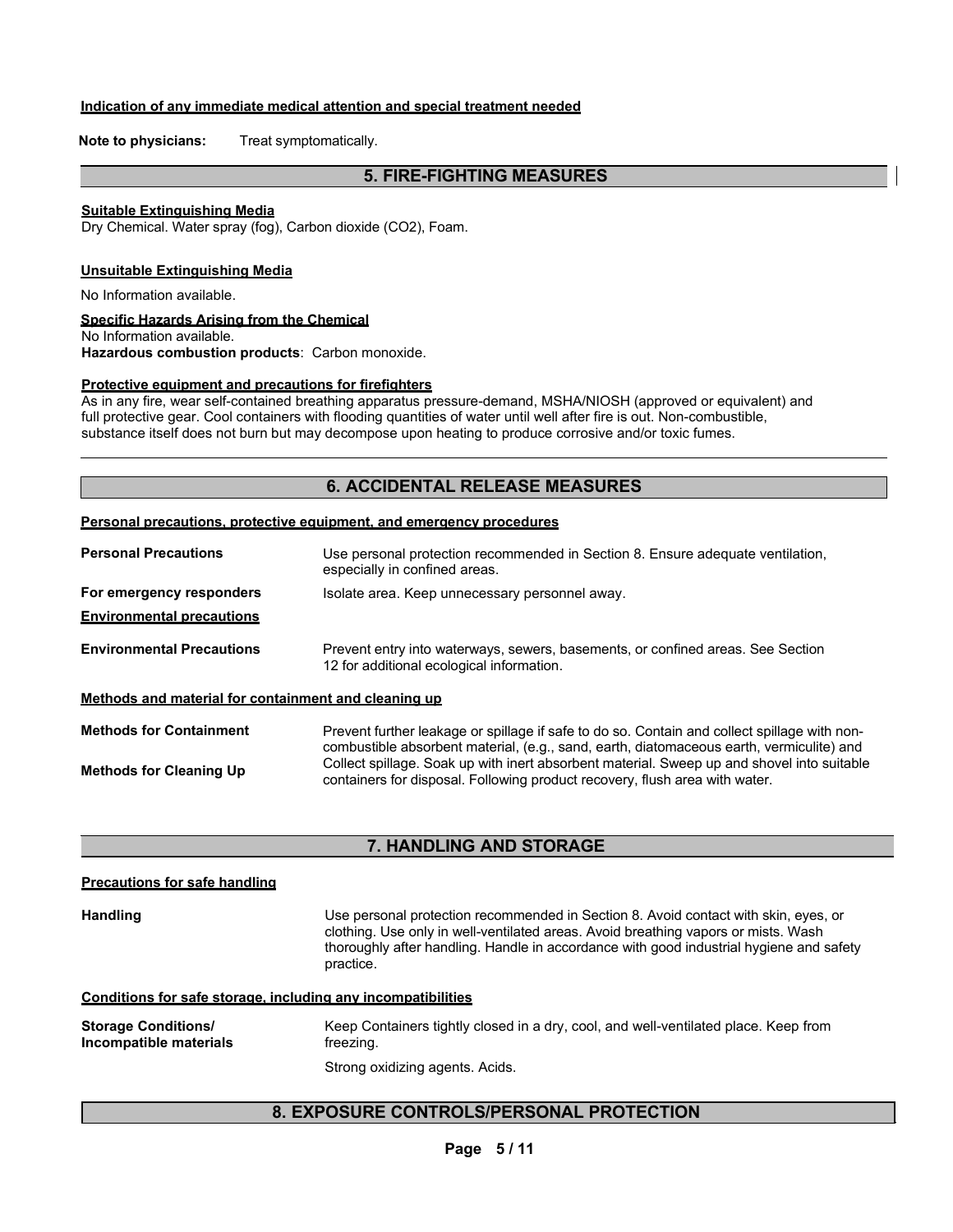**Indication of any immediate medical attention and special treatment needed**

**Note to physicians:** Treat symptomatically.

## 5. FIRE-FIGHTING MEASURES

**Suitable Extinguishing Media**

Dry Chemical. Water spray (fog), Carbon dioxide ($CO_2$), Foam.

**Unsuitable Extinguishing Media**

No Information available.

**Specific Hazards Arising from the Chemical**

No Information available.

**Hazardous combustion products**: Carbon monoxide.

**Protective equipment and precautions for firefighters**

As in any fire, wear self-contained breathing apparatus pressure-demand, MSHA/NIOSH (approved or equivalent) and full protective gear. Cool containers with flooding quantities of water until well after fire is out. Non-combustible, substance itself does not burn but may decompose upon heating to produce corrosive and/or toxic fumes.

## 6. ACCIDENTAL RELEASE MEASURES

**Personal precautions, protective equipment, and emergency procedures**

**Personal Precautions** — Use personal protection recommended in Section 8. Ensure adequate ventilation, especially in confined areas.

**For emergency responders** — Isolate area. Keep unnecessary personnel away.

**Environmental precautions**

**Environmental Precautions** — Prevent entry into waterways, sewers, basements, or confined areas. See Section 12 for additional ecological information.

**Methods and material for containment and cleaning up**

**Methods for Containment** — Prevent further leakage or spillage if safe to do so. Contain and collect spillage with non-combustible absorbent material, (e.g., sand, earth, diatomaceous earth, vermiculite) and

**Methods for Cleaning Up** — Collect spillage. Soak up with inert absorbent material. Sweep up and shovel into suitable containers for disposal. Following product recovery, flush area with water.

## 7. HANDLING AND STORAGE

**Precautions for safe handling**

**Handling** — Use personal protection recommended in Section 8. Avoid contact with skin, eyes, or clothing. Use only in well-ventilated areas. Avoid breathing vapors or mists. Wash thoroughly after handling. Handle in accordance with good industrial hygiene and safety practice.

**Conditions for safe storage, including any incompatibilities**

**Storage Conditions/ Incompatible materials** — Keep Containers tightly closed in a dry, cool, and well-ventilated place. Keep from freezing.

Strong oxidizing agents. Acids.

## 8. EXPOSURE CONTROLS/PERSONAL PROTECTION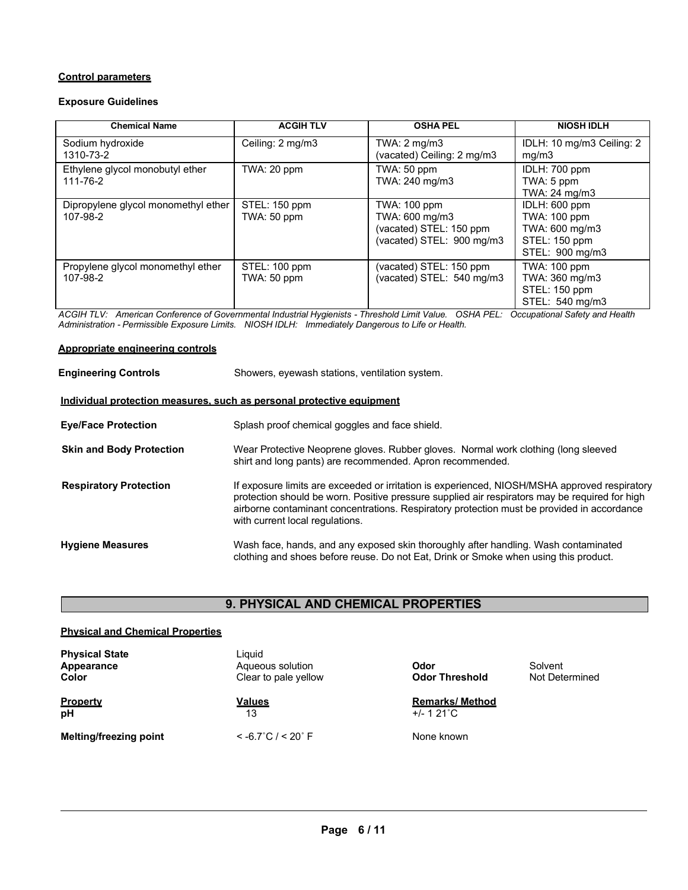**Control parameters**

**Exposure Guidelines**

| Chemical Name | ACGIH TLV | OSHA PEL | NIOSH IDLH |
|---|---|---|---|
| Sodium hydroxide<br>1310-73-2 | Ceiling: 2 mg/m3 | TWA: 2 mg/m3<br>(vacated) Ceiling: 2 mg/m3 | IDLH: 10 mg/m3 Ceiling: 2 mg/m3 |
| Ethylene glycol monobutyl ether<br>111-76-2 | TWA: 20 ppm | TWA: 50 ppm<br>TWA: 240 mg/m3 | IDLH: 700 ppm<br>TWA: 5 ppm<br>TWA: 24 mg/m3 |
| Dipropylene glycol monomethyl ether<br>107-98-2 | STEL: 150 ppm<br>TWA: 50 ppm | TWA: 100 ppm<br>TWA: 600 mg/m3<br>(vacated) STEL: 150 ppm<br>(vacated) STEL: 900 mg/m3 | IDLH: 600 ppm<br>TWA: 100 ppm<br>TWA: 600 mg/m3<br>STEL: 150 ppm<br>STEL: 900 mg/m3 |
| Propylene glycol monomethyl ether<br>107-98-2 | STEL: 100 ppm<br>TWA: 50 ppm | (vacated) STEL: 150 ppm<br>(vacated) STEL: 540 mg/m3 | TWA: 100 ppm<br>TWA: 360 mg/m3<br>STEL: 150 ppm<br>STEL: 540 mg/m3 |

*ACGIH TLV: American Conference of Governmental Industrial Hygienists - Threshold Limit Value. OSHA PEL: Occupational Safety and Health Administration - Permissible Exposure Limits. NIOSH IDLH: Immediately Dangerous to Life or Health.*

**Appropriate engineering controls**

**Engineering Controls** Showers, eyewash stations, ventilation system.

**Individual protection measures, such as personal protective equipment**

**Eye/Face Protection** Splash proof chemical goggles and face shield.

**Skin and Body Protection** Wear Protective Neoprene gloves. Rubber gloves. Normal work clothing (long sleeved shirt and long pants) are recommended. Apron recommended.

**Respiratory Protection** If exposure limits are exceeded or irritation is experienced, NIOSH/MSHA approved respiratory protection should be worn. Positive pressure supplied air respirators may be required for high airborne contaminant concentrations. Respiratory protection must be provided in accordance with current local regulations.

**Hygiene Measures** Wash face, hands, and any exposed skin thoroughly after handling. Wash contaminated clothing and shoes before reuse. Do not Eat, Drink or Smoke when using this product.

## 9. PHYSICAL AND CHEMICAL PROPERTIES

**Physical and Chemical Properties**

**Physical State** Liquid
**Appearance** Aqueous solution **Odor** Solvent
**Color** Clear to pale yellow **Odor Threshold** Not Determined

| Property | Values | Remarks/ Method |
|---|---|---|
| **pH** | 13 | +/- 1 21˚C |
| **Melting/freezing point** | < -6.7˚C / < 20˚ F | None known |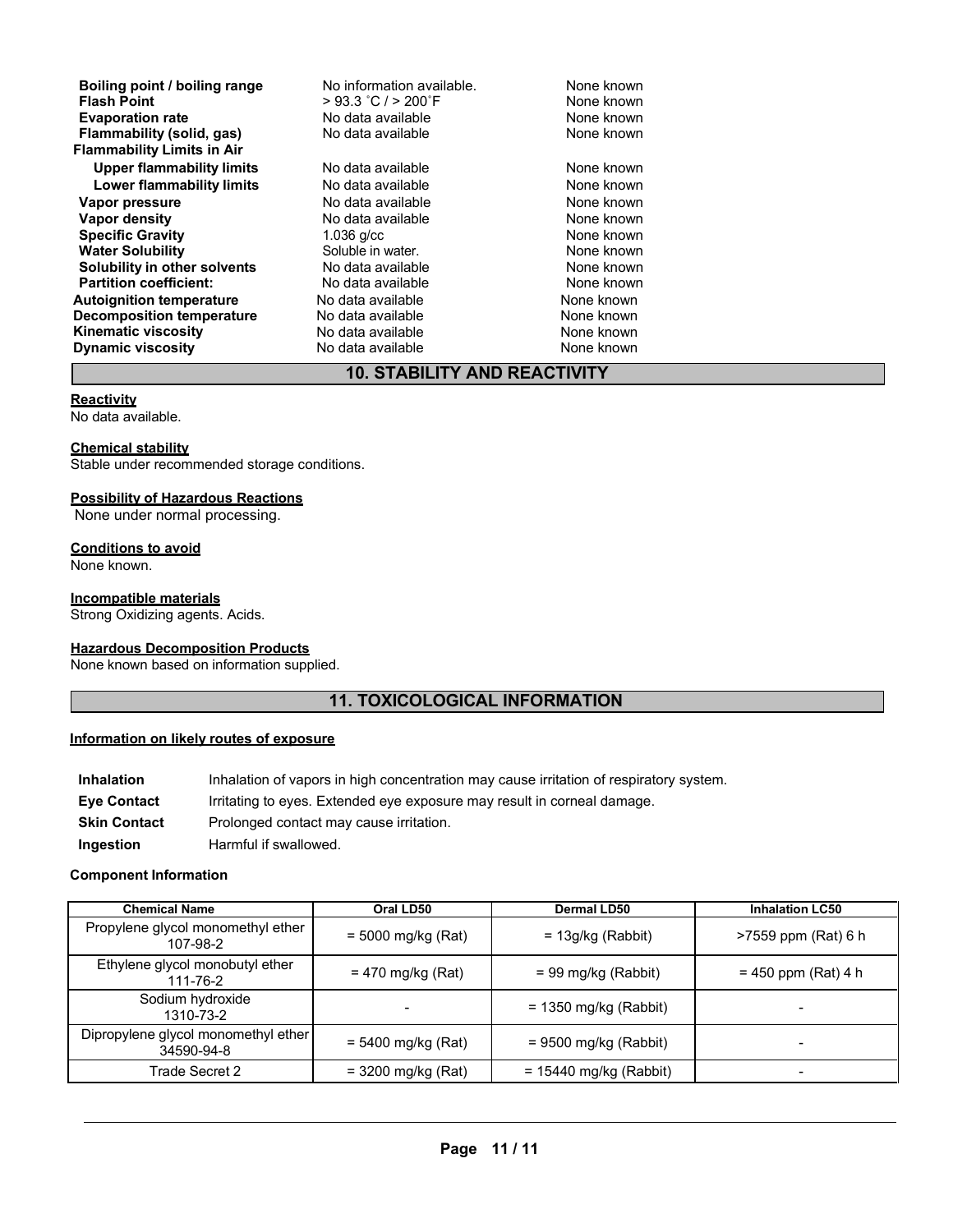| | | |
|---|---|---|
| **Boiling point / boiling range** | No information available. | None known |
| **Flash Point** | > 93.3 °C / > 200°F | None known |
| **Evaporation rate** | No data available | None known |
| **Flammability (solid, gas)** | No data available | None known |
| **Flammability Limits in Air** | | |
| **Upper flammability limits** | No data available | None known |
| **Lower flammability limits** | No data available | None known |
| **Vapor pressure** | No data available | None known |
| **Vapor density** | No data available | None known |
| **Specific Gravity** | 1.036 g/cc | None known |
| **Water Solubility** | Soluble in water. | None known |
| **Solubility in other solvents** | No data available | None known |
| **Partition coefficient:** | No data available | None known |
| **Autoignition temperature** | No data available | None known |
| **Decomposition temperature** | No data available | None known |
| **Kinematic viscosity** | No data available | None known |
| **Dynamic viscosity** | No data available | None known |

## 10. STABILITY AND REACTIVITY

**Reactivity**
No data available.

**Chemical stability**
Stable under recommended storage conditions.

**Possibility of Hazardous Reactions**
None under normal processing.

**Conditions to avoid**
None known.

**Incompatible materials**
Strong Oxidizing agents. Acids.

**Hazardous Decomposition Products**
None known based on information supplied.

## 11. TOXICOLOGICAL INFORMATION

**Information on likely routes of exposure**

| | |
|---|---|
| **Inhalation** | Inhalation of vapors in high concentration may cause irritation of respiratory system. |
| **Eye Contact** | Irritating to eyes. Extended eye exposure may result in corneal damage. |
| **Skin Contact** | Prolonged contact may cause irritation. |
| **Ingestion** | Harmful if swallowed. |

**Component Information**

| Chemical Name | Oral LD50 | Dermal LD50 | Inhalation LC50 |
|---|---|---|---|
| Propylene glycol monomethyl ether 107-98-2 | = 5000 mg/kg (Rat) | = 13g/kg (Rabbit) | >7559 ppm (Rat) 6 h |
| Ethylene glycol monobutyl ether 111-76-2 | = 470 mg/kg (Rat) | = 99 mg/kg (Rabbit) | = 450 ppm (Rat) 4 h |
| Sodium hydroxide 1310-73-2 | - | = 1350 mg/kg (Rabbit) | - |
| Dipropylene glycol monomethyl ether 34590-94-8 | = 5400 mg/kg (Rat) | = 9500 mg/kg (Rabbit) | - |
| Trade Secret 2 | = 3200 mg/kg (Rat) | = 15440 mg/kg (Rabbit) | - |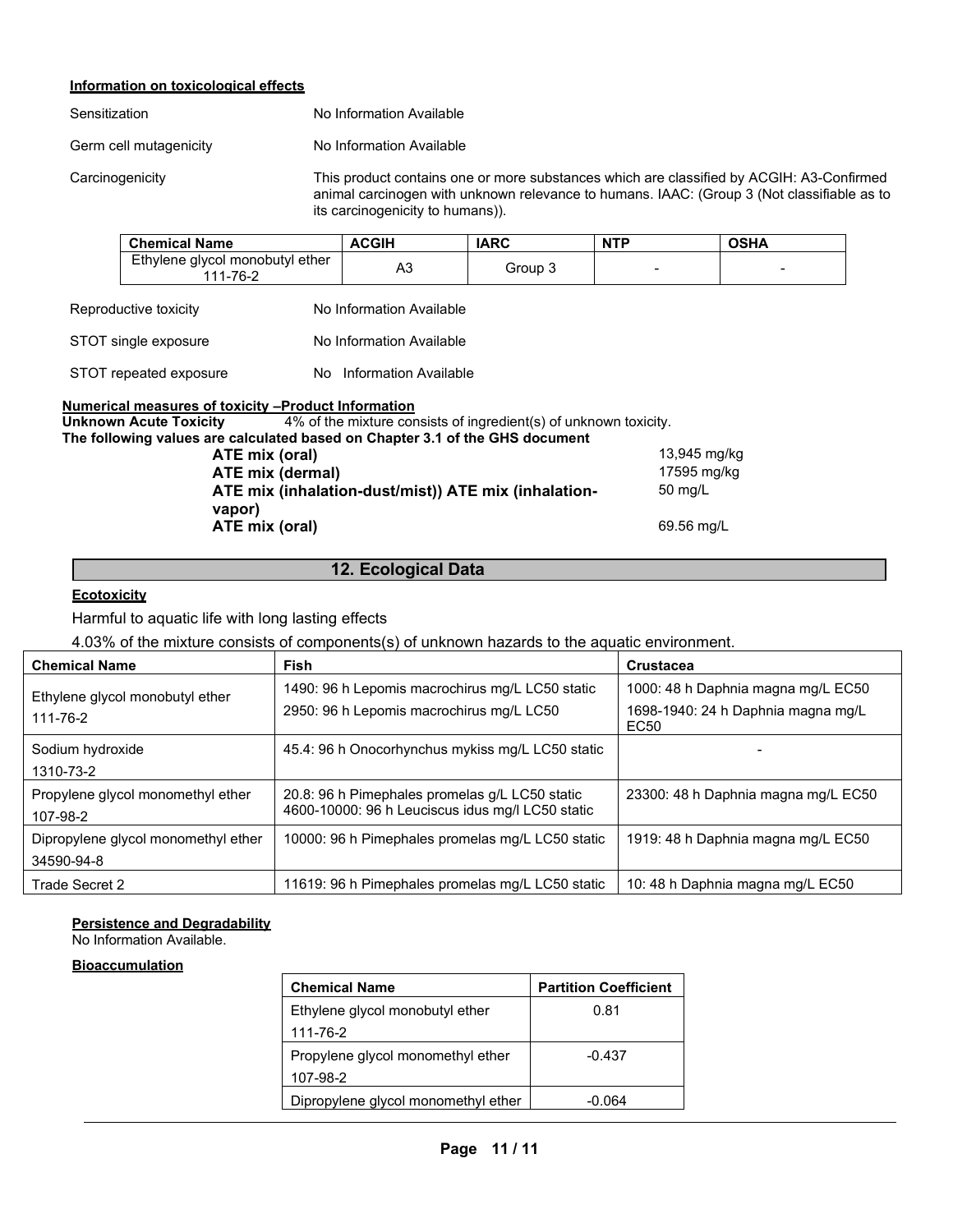**Information on toxicological effects**

Sensitization No Information Available

Germ cell mutagenicity No Information Available

Carcinogenicity This product contains one or more substances which are classified by ACGIH: A3-Confirmed animal carcinogen with unknown relevance to humans. IAAC: (Group 3 (Not classifiable as to its carcinogenicity to humans)).

| Chemical Name | ACGIH | IARC | NTP | OSHA |
|---|---|---|---|---|
| Ethylene glycol monobutyl ether 111-76-2 | A3 | Group 3 | - | - |

Reproductive toxicity No Information Available

STOT single exposure No Information Available

STOT repeated exposure No Information Available

**Numerical measures of toxicity –Product Information**

**Unknown Acute Toxicity** 4% of the mixture consists of ingredient(s) of unknown toxicity.

**The following values are calculated based on Chapter 3.1 of the GHS document**

| | |
|---|---|
| **ATE mix (oral)** | 13,945 mg/kg |
| **ATE mix (dermal)** | 17595 mg/kg |
| **ATE mix (inhalation-dust/mist)) ATE mix (inhalation-vapor)** | 50 mg/L |
| **ATE mix (oral)** | 69.56 mg/L |

## 12. Ecological Data

**Ecotoxicity**

Harmful to aquatic life with long lasting effects

4.03% of the mixture consists of components(s) of unknown hazards to the aquatic environment.

| Chemical Name | Fish | Crustacea |
|---|---|---|
| Ethylene glycol monobutyl ether 111-76-2 | 1490: 96 h Lepomis macrochirus mg/L LC50 static<br>2950: 96 h Lepomis macrochirus mg/L LC50 | 1000: 48 h Daphnia magna mg/L EC50<br>1698-1940: 24 h Daphnia magna mg/L EC50 |
| Sodium hydroxide 1310-73-2 | 45.4: 96 h Onocorhynchus mykiss mg/L LC50 static | - |
| Propylene glycol monomethyl ether 107-98-2 | 20.8: 96 h Pimephales promelas g/L LC50 static<br>4600-10000: 96 h Leuciscus idus mg/l LC50 static | 23300: 48 h Daphnia magna mg/L EC50 |
| Dipropylene glycol monomethyl ether 34590-94-8 | 10000: 96 h Pimephales promelas mg/L LC50 static | 1919: 48 h Daphnia magna mg/L EC50 |
| Trade Secret 2 | 11619: 96 h Pimephales promelas mg/L LC50 static | 10: 48 h Daphnia magna mg/L EC50 |

**Persistence and Degradability**

No Information Available.

**Bioaccumulation**

| Chemical Name | Partition Coefficient |
|---|---|
| Ethylene glycol monobutyl ether 111-76-2 | 0.81 |
| Propylene glycol monomethyl ether 107-98-2 | -0.437 |
| Dipropylene glycol monomethyl ether | -0.064 |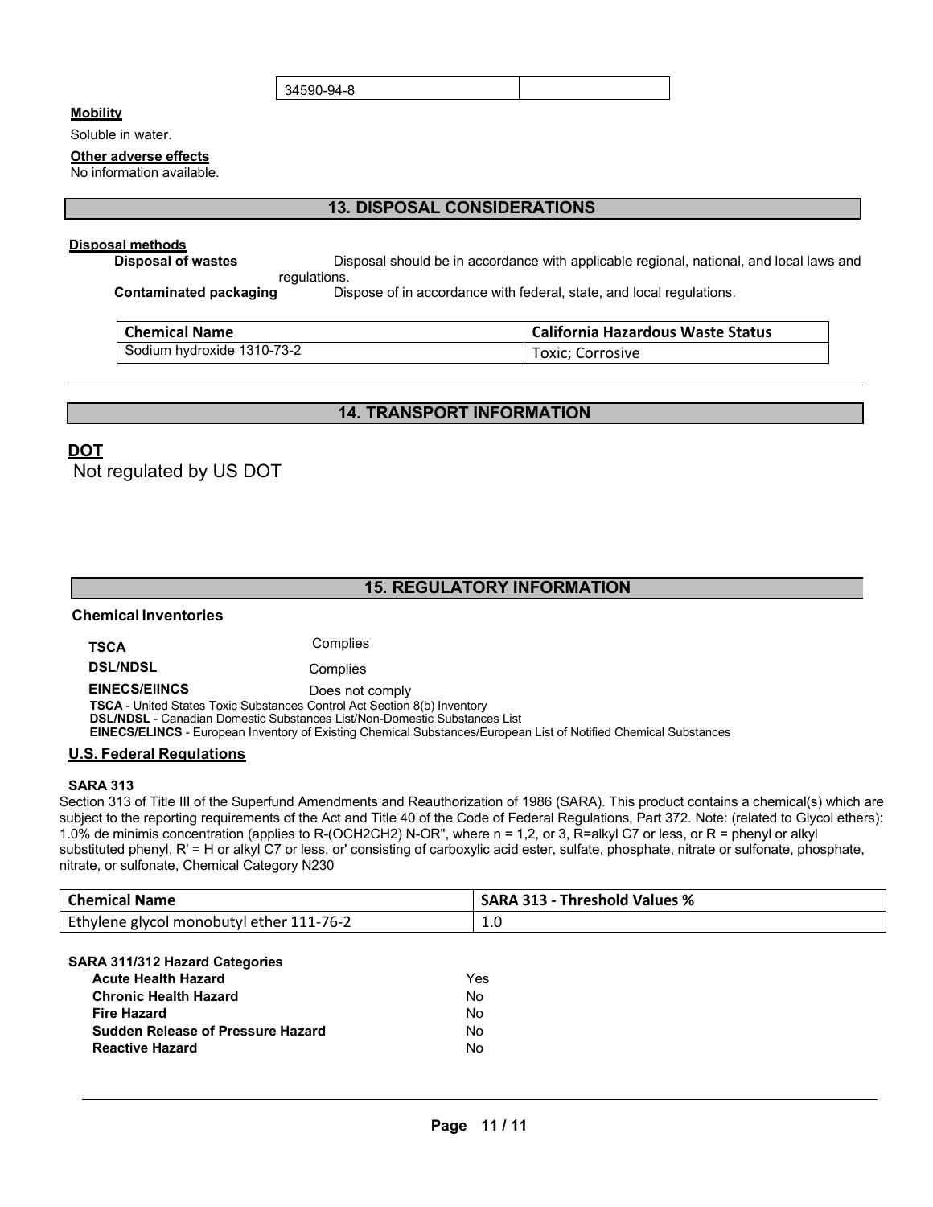| 34590-94-8 | |
|---|---|

**Mobility**

Soluble in water.

**Other adverse effects**

No information available.

## 13. DISPOSAL CONSIDERATIONS

**Disposal methods**

**Disposal of wastes** Disposal should be in accordance with applicable regional, national, and local laws and regulations.

**Contaminated packaging** Dispose of in accordance with federal, state, and local regulations.

| Chemical Name | California Hazardous Waste Status |
|---|---|
| Sodium hydroxide 1310-73-2 | Toxic; Corrosive |

## 14. TRANSPORT INFORMATION

**DOT**

Not regulated by US DOT

## 15. REGULATORY INFORMATION

**Chemical Inventories**

| | |
|---|---|
| **TSCA** | Complies |
| **DSL/NDSL** | Complies |
| **EINECS/EIINCS** | Does not comply |

**TSCA** - United States Toxic Substances Control Act Section 8(b) Inventory
**DSL/NDSL** - Canadian Domestic Substances List/Non-Domestic Substances List
**EINECS/ELINCS** - European Inventory of Existing Chemical Substances/European List of Notified Chemical Substances

**U.S. Federal Regulations**

**SARA 313**

Section 313 of Title III of the Superfund Amendments and Reauthorization of 1986 (SARA). This product contains a chemical(s) which are subject to the reporting requirements of the Act and Title 40 of the Code of Federal Regulations, Part 372. Note: (related to Glycol ethers): 1.0% de minimis concentration (applies to R-(OCH2CH2) N-OR", where n = 1,2, or 3, R=alkyl C7 or less, or R = phenyl or alkyl substituted phenyl, R' = H or alkyl C7 or less, or' consisting of carboxylic acid ester, sulfate, phosphate, nitrate or sulfonate, phosphate, nitrate, or sulfonate, Chemical Category N230

| Chemical Name | SARA 313 - Threshold Values % |
|---|---|
| Ethylene glycol monobutyl ether 111-76-2 | 1.0 |

**SARA 311/312 Hazard Categories**

| | |
|---|---|
| **Acute Health Hazard** | Yes |
| **Chronic Health Hazard** | No |
| **Fire Hazard** | No |
| **Sudden Release of Pressure Hazard** | No |
| **Reactive Hazard** | No |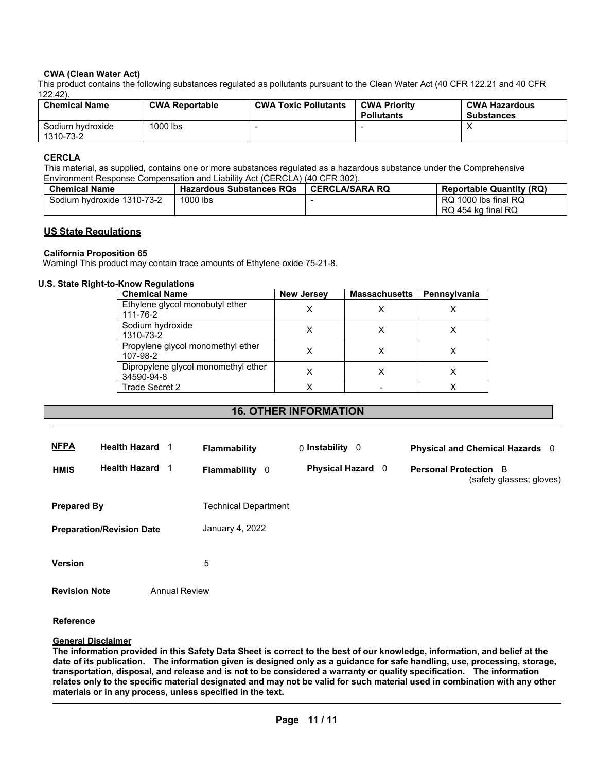**CWA (Clean Water Act)**

This product contains the following substances regulated as pollutants pursuant to the Clean Water Act (40 CFR 122.21 and 40 CFR 122.42).

| Chemical Name | CWA Reportable | CWA Toxic Pollutants | CWA Priority Pollutants | CWA Hazardous Substances |
|---|---|---|---|---|
| Sodium hydroxide 1310-73-2 | 1000 lbs | - | - | X |

**CERCLA**

This material, as supplied, contains one or more substances regulated as a hazardous substance under the Comprehensive Environment Response Compensation and Liability Act (CERCLA) (40 CFR 302).

| Chemical Name | Hazardous Substances RQs | CERCLA/SARA RQ | Reportable Quantity (RQ) |
|---|---|---|---|
| Sodium hydroxide 1310-73-2 | 1000 lbs | - | RQ 1000 lbs final RQ RQ 454 kg final RQ |

## US State Regulations

**California Proposition 65**

Warning! This product may contain trace amounts of Ethylene oxide 75-21-8.

**U.S. State Right-to-Know Regulations**

| Chemical Name | New Jersey | Massachusetts | Pennsylvania |
|---|---|---|---|
| Ethylene glycol monobutyl ether 111-76-2 | X | X | X |
| Sodium hydroxide 1310-73-2 | X | X | X |
| Propylene glycol monomethyl ether 107-98-2 | X | X | X |
| Dipropylene glycol monomethyl ether 34590-94-8 | X | X | X |
| Trade Secret 2 | X | - | X |

## 16. OTHER INFORMATION

| | | | | |
|---|---|---|---|---|
| **NFPA** | **Health Hazard** 1 | **Flammability** 0 | **Instability** 0 | **Physical and Chemical Hazards** 0 |
| **HMIS** | **Health Hazard** 1 | **Flammability** 0 | **Physical Hazard** 0 | **Personal Protection** B (safety glasses; gloves) |

**Prepared By** Technical Department

**Preparation/Revision Date** January 4, 2022

**Version** 5

**Revision Note** Annual Review

**Reference**

**General Disclaimer**

**The information provided in this Safety Data Sheet is correct to the best of our knowledge, information, and belief at the date of its publication. The information given is designed only as a guidance for safe handling, use, processing, storage, transportation, disposal, and release and is not to be considered a warranty or quality specification. The information relates only to the specific material designated and may not be valid for such material used in combination with any other materials or in any process, unless specified in the text.**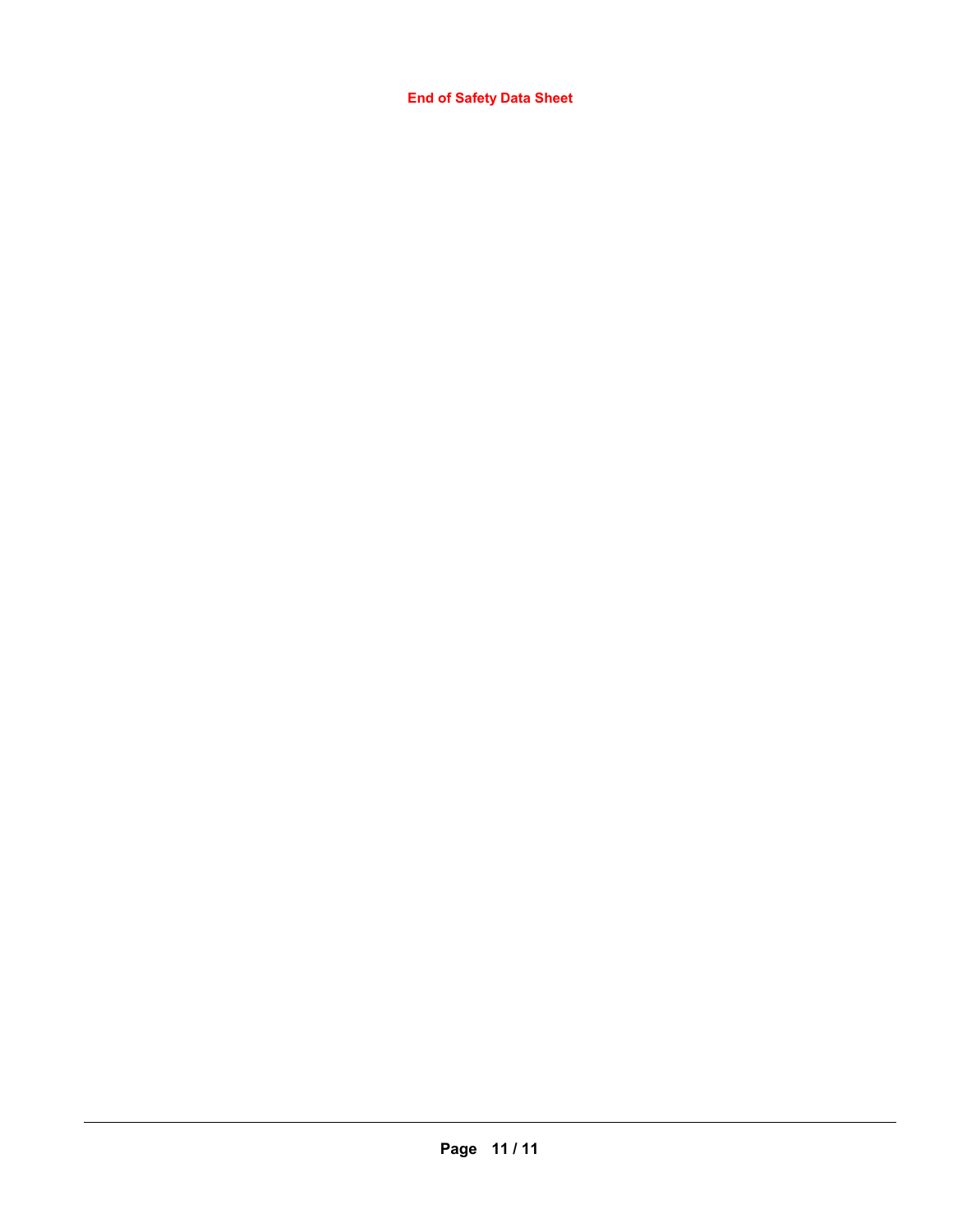**End of Safety Data Sheet**